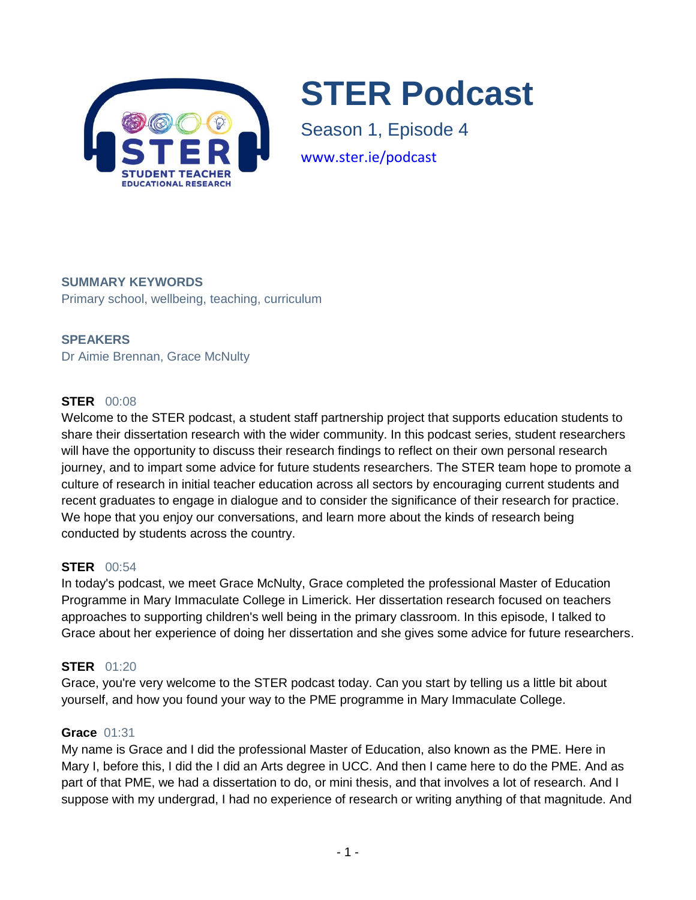# STER Podcast

Season 1, Episode 4

www.ster.ie/podcast

**SUMMARY KEYWORDS**

Primary school, wellbeing, teaching, curriculum

**SPEAKERS**

Dr Aimie Brennan, Grace McNulty

**STER** 00:08

Welcome to the STER podcast, a student staff partnership project that supports education students to share their dissertation research with the wider community. In this podcast series, student researchers will have the opportunity to discuss their research findings to reflect on their own personal research journey, and to impart some advice for future students researchers. The STER team hope to promote a culture of research in initial teacher education across all sectors by encouraging current students and recent graduates to engage in dialogue and to consider the significance of their research for practice. We hope that you enjoy our conversations, and learn more about the kinds of research being conducted by students across the country.

**STER** 00:54

In today's podcast, we meet Grace McNulty, Grace completed the professional Master of Education Programme in Mary Immaculate College in Limerick. Her dissertation research focused on teachers approaches to supporting children's well being in the primary classroom. In this episode, I talked to Grace about her experience of doing her dissertation and she gives some advice for future researchers.

**STER** 01:20

Grace, you're very welcome to the STER podcast today. Can you start by telling us a little bit about yourself, and how you found your way to the PME programme in Mary Immaculate College.

**Grace** 01:31

My name is Grace and I did the professional Master of Education, also known as the PME. Here in Mary I, before this, I did the I did an Arts degree in UCC. And then I came here to do the PME. And as part of that PME, we had a dissertation to do, or mini thesis, and that involves a lot of research. And I suppose with my undergrad, I had no experience of research or writing anything of that magnitude. And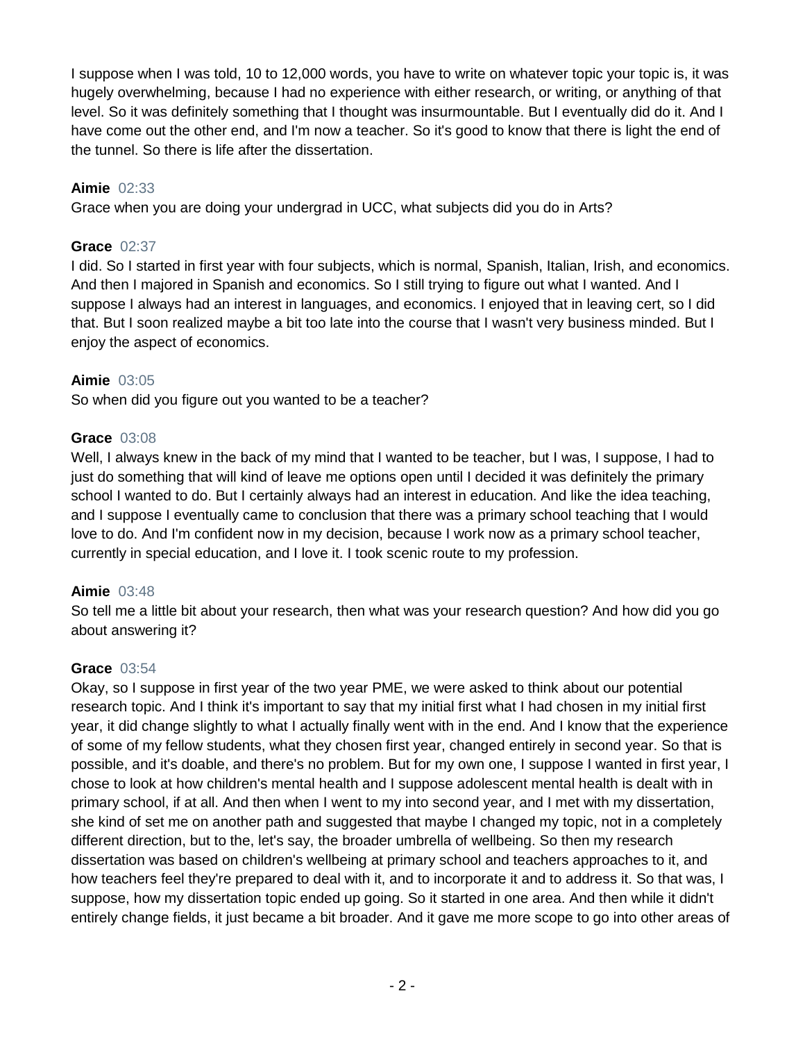I suppose when I was told, 10 to 12,000 words, you have to write on whatever topic your topic is, it was hugely overwhelming, because I had no experience with either research, or writing, or anything of that level. So it was definitely something that I thought was insurmountable. But I eventually did do it. And I have come out the other end, and I'm now a teacher. So it's good to know that there is light the end of the tunnel. So there is life after the dissertation.

**Aimie** 02:33
Grace when you are doing your undergrad in UCC, what subjects did you do in Arts?

**Grace** 02:37
I did. So I started in first year with four subjects, which is normal, Spanish, Italian, Irish, and economics. And then I majored in Spanish and economics. So I still trying to figure out what I wanted. And I suppose I always had an interest in languages, and economics. I enjoyed that in leaving cert, so I did that. But I soon realized maybe a bit too late into the course that I wasn't very business minded. But I enjoy the aspect of economics.

**Aimie** 03:05
So when did you figure out you wanted to be a teacher?

**Grace** 03:08
Well, I always knew in the back of my mind that I wanted to be teacher, but I was, I suppose, I had to just do something that will kind of leave me options open until I decided it was definitely the primary school I wanted to do. But I certainly always had an interest in education. And like the idea teaching, and I suppose I eventually came to conclusion that there was a primary school teaching that I would love to do. And I'm confident now in my decision, because I work now as a primary school teacher, currently in special education, and I love it. I took scenic route to my profession.

**Aimie** 03:48
So tell me a little bit about your research, then what was your research question? And how did you go about answering it?

**Grace** 03:54
Okay, so I suppose in first year of the two year PME, we were asked to think about our potential research topic. And I think it's important to say that my initial first what I had chosen in my initial first year, it did change slightly to what I actually finally went with in the end. And I know that the experience of some of my fellow students, what they chosen first year, changed entirely in second year. So that is possible, and it's doable, and there's no problem. But for my own one, I suppose I wanted in first year, I chose to look at how children's mental health and I suppose adolescent mental health is dealt with in primary school, if at all. And then when I went to my into second year, and I met with my dissertation, she kind of set me on another path and suggested that maybe I changed my topic, not in a completely different direction, but to the, let's say, the broader umbrella of wellbeing. So then my research dissertation was based on children's wellbeing at primary school and teachers approaches to it, and how teachers feel they're prepared to deal with it, and to incorporate it and to address it. So that was, I suppose, how my dissertation topic ended up going. So it started in one area. And then while it didn't entirely change fields, it just became a bit broader. And it gave me more scope to go into other areas of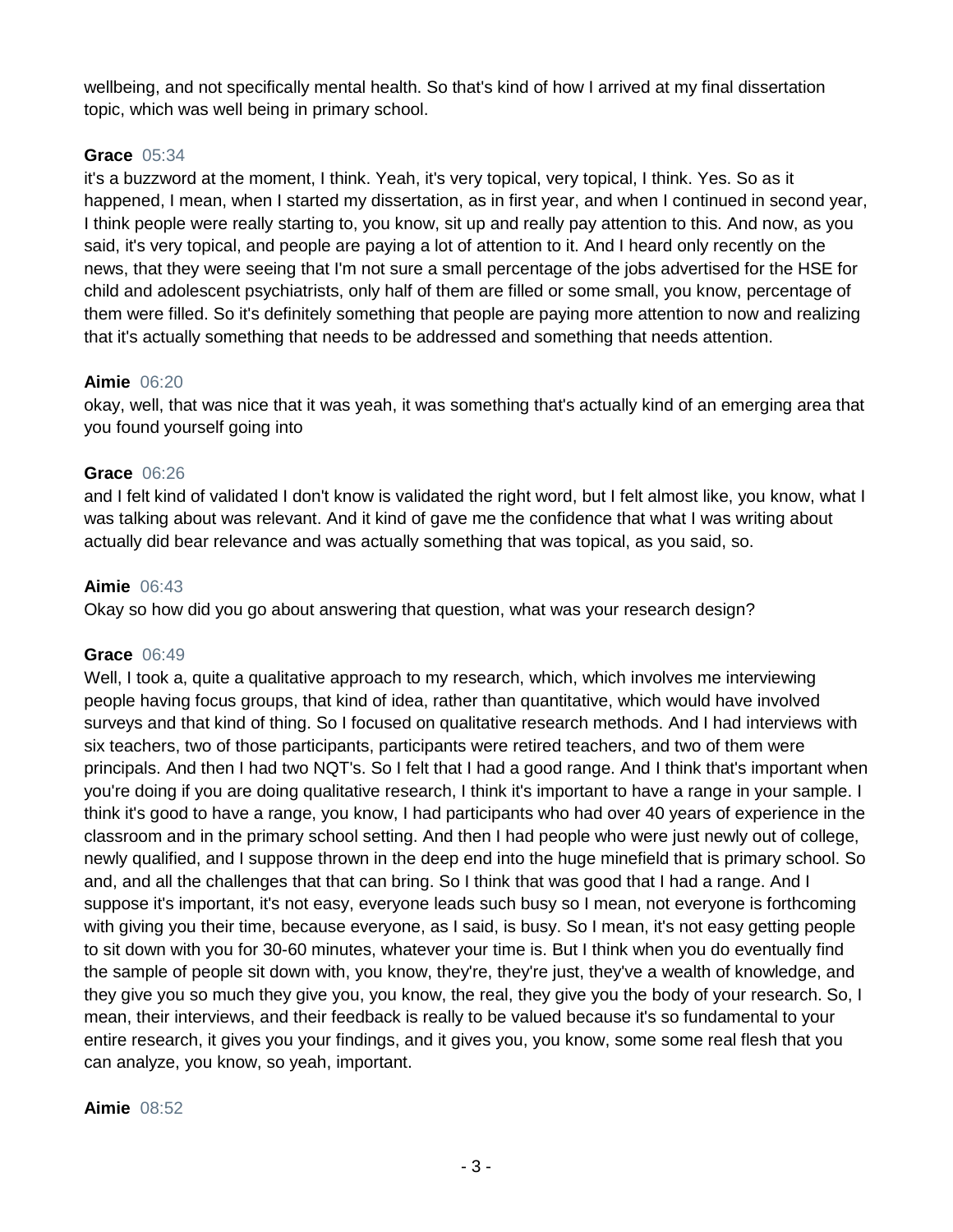wellbeing, and not specifically mental health. So that's kind of how I arrived at my final dissertation topic, which was well being in primary school.

**Grace** 05:34
it's a buzzword at the moment, I think. Yeah, it's very topical, very topical, I think. Yes. So as it happened, I mean, when I started my dissertation, as in first year, and when I continued in second year, I think people were really starting to, you know, sit up and really pay attention to this. And now, as you said, it's very topical, and people are paying a lot of attention to it. And I heard only recently on the news, that they were seeing that I'm not sure a small percentage of the jobs advertised for the HSE for child and adolescent psychiatrists, only half of them are filled or some small, you know, percentage of them were filled. So it's definitely something that people are paying more attention to now and realizing that it's actually something that needs to be addressed and something that needs attention.

**Aimie** 06:20
okay, well, that was nice that it was yeah, it was something that's actually kind of an emerging area that you found yourself going into

**Grace** 06:26
and I felt kind of validated I don't know is validated the right word, but I felt almost like, you know, what I was talking about was relevant. And it kind of gave me the confidence that what I was writing about actually did bear relevance and was actually something that was topical, as you said, so.

**Aimie** 06:43
Okay so how did you go about answering that question, what was your research design?

**Grace** 06:49
Well, I took a, quite a qualitative approach to my research, which, which involves me interviewing people having focus groups, that kind of idea, rather than quantitative, which would have involved surveys and that kind of thing. So I focused on qualitative research methods. And I had interviews with six teachers, two of those participants, participants were retired teachers, and two of them were principals. And then I had two NQT's. So I felt that I had a good range. And I think that's important when you're doing if you are doing qualitative research, I think it's important to have a range in your sample. I think it's good to have a range, you know, I had participants who had over 40 years of experience in the classroom and in the primary school setting. And then I had people who were just newly out of college, newly qualified, and I suppose thrown in the deep end into the huge minefield that is primary school. So and, and all the challenges that that can bring. So I think that was good that I had a range. And I suppose it's important, it's not easy, everyone leads such busy so I mean, not everyone is forthcoming with giving you their time, because everyone, as I said, is busy. So I mean, it's not easy getting people to sit down with you for 30-60 minutes, whatever your time is. But I think when you do eventually find the sample of people sit down with, you know, they're, they're just, they've a wealth of knowledge, and they give you so much they give you, you know, the real, they give you the body of your research. So, I mean, their interviews, and their feedback is really to be valued because it's so fundamental to your entire research, it gives you your findings, and it gives you, you know, some some real flesh that you can analyze, you know, so yeah, important.

**Aimie** 08:52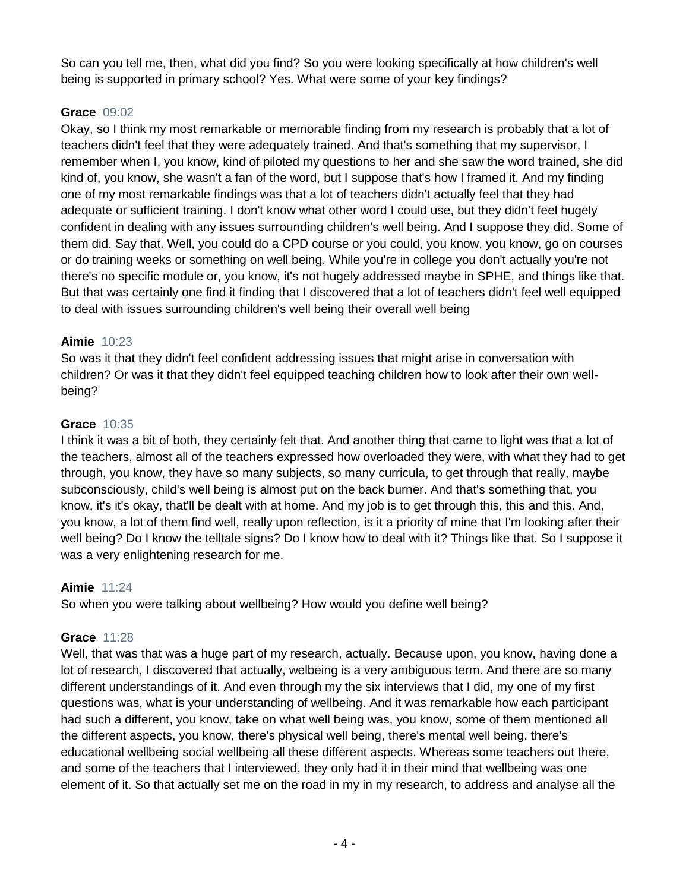So can you tell me, then, what did you find? So you were looking specifically at how children's well being is supported in primary school? Yes. What were some of your key findings?

**Grace** 09:02

Okay, so I think my most remarkable or memorable finding from my research is probably that a lot of teachers didn't feel that they were adequately trained. And that's something that my supervisor, I remember when I, you know, kind of piloted my questions to her and she saw the word trained, she did kind of, you know, she wasn't a fan of the word, but I suppose that's how I framed it. And my finding one of my most remarkable findings was that a lot of teachers didn't actually feel that they had adequate or sufficient training. I don't know what other word I could use, but they didn't feel hugely confident in dealing with any issues surrounding children's well being. And I suppose they did. Some of them did. Say that. Well, you could do a CPD course or you could, you know, you know, go on courses or do training weeks or something on well being. While you're in college you don't actually you're not there's no specific module or, you know, it's not hugely addressed maybe in SPHE, and things like that. But that was certainly one find it finding that I discovered that a lot of teachers didn't feel well equipped to deal with issues surrounding children's well being their overall well being

**Aimie** 10:23

So was it that they didn't feel confident addressing issues that might arise in conversation with children? Or was it that they didn't feel equipped teaching children how to look after their own well-being?

**Grace** 10:35

I think it was a bit of both, they certainly felt that. And another thing that came to light was that a lot of the teachers, almost all of the teachers expressed how overloaded they were, with what they had to get through, you know, they have so many subjects, so many curricula, to get through that really, maybe subconsciously, child's well being is almost put on the back burner. And that's something that, you know, it's it's okay, that'll be dealt with at home. And my job is to get through this, this and this. And, you know, a lot of them find well, really upon reflection, is it a priority of mine that I'm looking after their well being? Do I know the telltale signs? Do I know how to deal with it? Things like that. So I suppose it was a very enlightening research for me.

**Aimie** 11:24

So when you were talking about wellbeing? How would you define well being?

**Grace** 11:28

Well, that was that was a huge part of my research, actually. Because upon, you know, having done a lot of research, I discovered that actually, welbeing is a very ambiguous term. And there are so many different understandings of it. And even through my the six interviews that I did, my one of my first questions was, what is your understanding of wellbeing. And it was remarkable how each participant had such a different, you know, take on what well being was, you know, some of them mentioned all the different aspects, you know, there's physical well being, there's mental well being, there's educational wellbeing social wellbeing all these different aspects. Whereas some teachers out there, and some of the teachers that I interviewed, they only had it in their mind that wellbeing was one element of it. So that actually set me on the road in my in my research, to address and analyse all the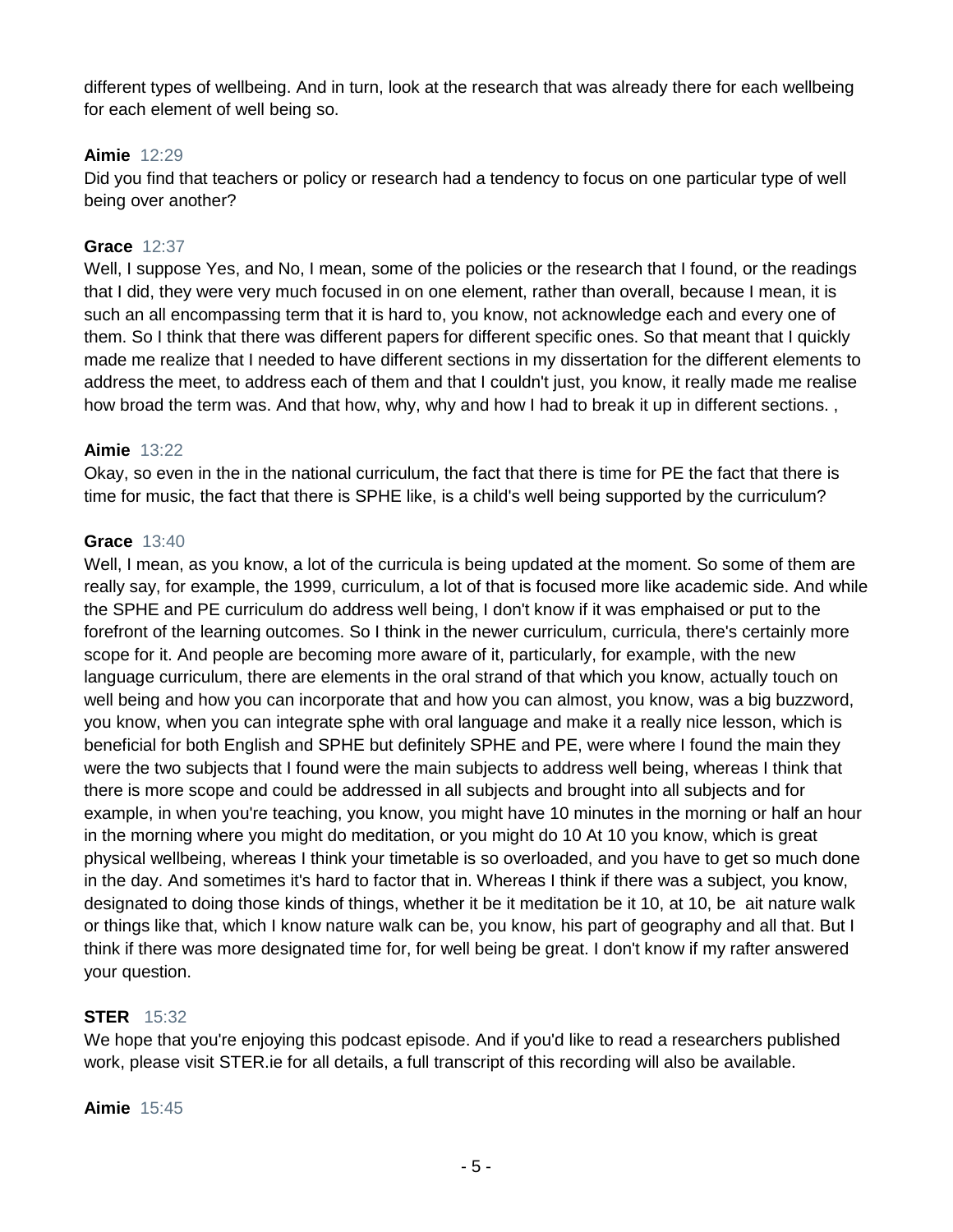different types of wellbeing. And in turn, look at the research that was already there for each wellbeing for each element of well being so.

**Aimie** 12:29
Did you find that teachers or policy or research had a tendency to focus on one particular type of well being over another?

**Grace** 12:37
Well, I suppose Yes, and No, I mean, some of the policies or the research that I found, or the readings that I did, they were very much focused in on one element, rather than overall, because I mean, it is such an all encompassing term that it is hard to, you know, not acknowledge each and every one of them. So I think that there was different papers for different specific ones. So that meant that I quickly made me realize that I needed to have different sections in my dissertation for the different elements to address the meet, to address each of them and that I couldn't just, you know, it really made me realise how broad the term was. And that how, why, why and how I had to break it up in different sections. ,

**Aimie** 13:22
Okay, so even in the in the national curriculum, the fact that there is time for PE the fact that there is time for music, the fact that there is SPHE like, is a child's well being supported by the curriculum?

**Grace** 13:40
Well, I mean, as you know, a lot of the curricula is being updated at the moment. So some of them are really say, for example, the 1999, curriculum, a lot of that is focused more like academic side. And while the SPHE and PE curriculum do address well being, I don't know if it was emphaised or put to the forefront of the learning outcomes. So I think in the newer curriculum, curricula, there's certainly more scope for it. And people are becoming more aware of it, particularly, for example, with the new language curriculum, there are elements in the oral strand of that which you know, actually touch on well being and how you can incorporate that and how you can almost, you know, was a big buzzword, you know, when you can integrate sphe with oral language and make it a really nice lesson, which is beneficial for both English and SPHE but definitely SPHE and PE, were where I found the main they were the two subjects that I found were the main subjects to address well being, whereas I think that there is more scope and could be addressed in all subjects and brought into all subjects and for example, in when you're teaching, you know, you might have 10 minutes in the morning or half an hour in the morning where you might do meditation, or you might do 10 At 10 you know, which is great physical wellbeing, whereas I think your timetable is so overloaded, and you have to get so much done in the day. And sometimes it's hard to factor that in. Whereas I think if there was a subject, you know, designated to doing those kinds of things, whether it be it meditation be it 10, at 10, be ait nature walk or things like that, which I know nature walk can be, you know, his part of geography and all that. But I think if there was more designated time for, for well being be great. I don't know if my rafter answered your question.

**STER** 15:32
We hope that you're enjoying this podcast episode. And if you'd like to read a researchers published work, please visit STER.ie for all details, a full transcript of this recording will also be available.

**Aimie** 15:45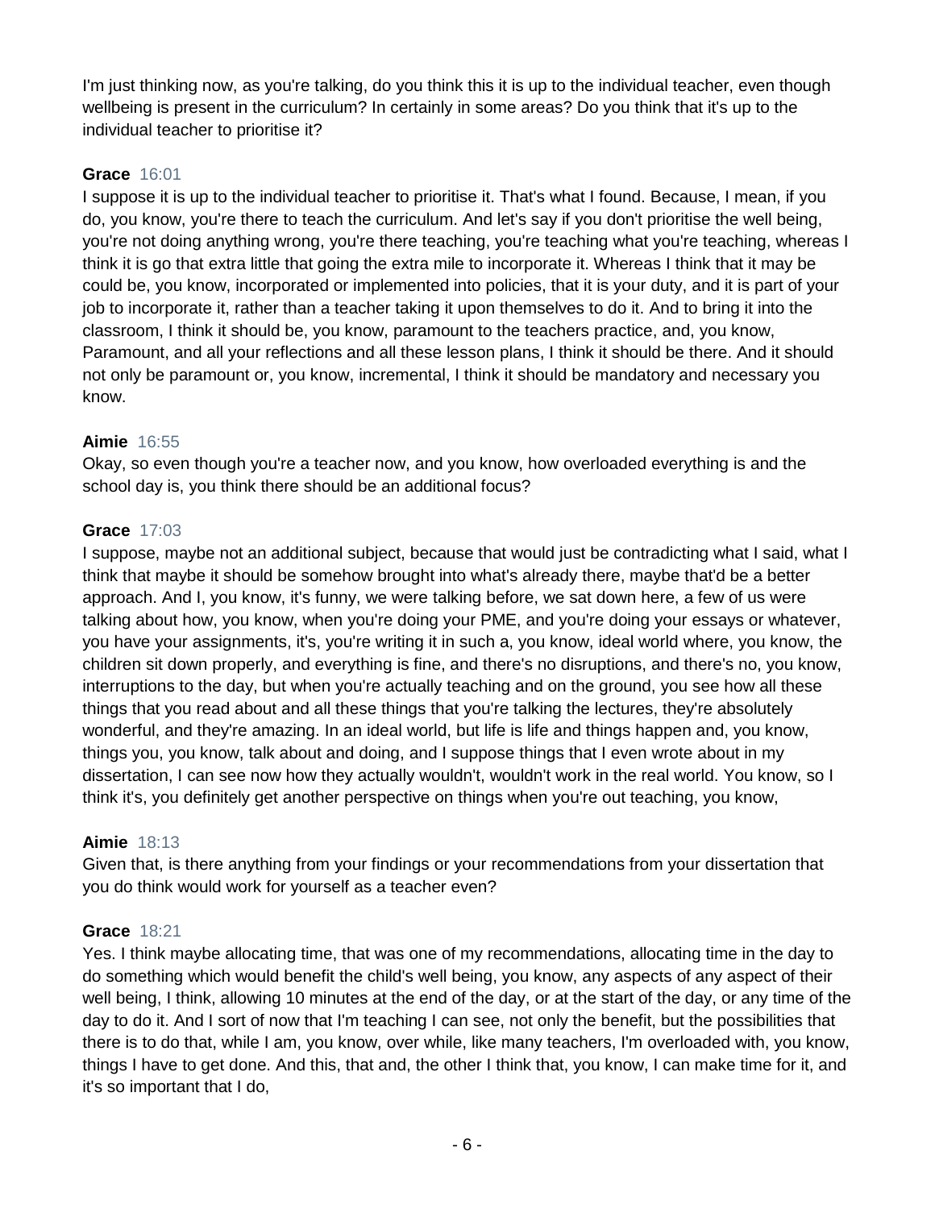I'm just thinking now, as you're talking, do you think this it is up to the individual teacher, even though wellbeing is present in the curriculum? In certainly in some areas? Do you think that it's up to the individual teacher to prioritise it?

**Grace** 16:01
I suppose it is up to the individual teacher to prioritise it. That's what I found. Because, I mean, if you do, you know, you're there to teach the curriculum. And let's say if you don't prioritise the well being, you're not doing anything wrong, you're there teaching, you're teaching what you're teaching, whereas I think it is go that extra little that going the extra mile to incorporate it. Whereas I think that it may be could be, you know, incorporated or implemented into policies, that it is your duty, and it is part of your job to incorporate it, rather than a teacher taking it upon themselves to do it. And to bring it into the classroom, I think it should be, you know, paramount to the teachers practice, and, you know, Paramount, and all your reflections and all these lesson plans, I think it should be there. And it should not only be paramount or, you know, incremental, I think it should be mandatory and necessary you know.

**Aimie** 16:55
Okay, so even though you're a teacher now, and you know, how overloaded everything is and the school day is, you think there should be an additional focus?

**Grace** 17:03
I suppose, maybe not an additional subject, because that would just be contradicting what I said, what I think that maybe it should be somehow brought into what's already there, maybe that'd be a better approach. And I, you know, it's funny, we were talking before, we sat down here, a few of us were talking about how, you know, when you're doing your PME, and you're doing your essays or whatever, you have your assignments, it's, you're writing it in such a, you know, ideal world where, you know, the children sit down properly, and everything is fine, and there's no disruptions, and there's no, you know, interruptions to the day, but when you're actually teaching and on the ground, you see how all these things that you read about and all these things that you're talking the lectures, they're absolutely wonderful, and they're amazing. In an ideal world, but life is life and things happen and, you know, things you, you know, talk about and doing, and I suppose things that I even wrote about in my dissertation, I can see now how they actually wouldn't, wouldn't work in the real world. You know, so I think it's, you definitely get another perspective on things when you're out teaching, you know,

**Aimie** 18:13
Given that, is there anything from your findings or your recommendations from your dissertation that you do think would work for yourself as a teacher even?

**Grace** 18:21
Yes. I think maybe allocating time, that was one of my recommendations, allocating time in the day to do something which would benefit the child's well being, you know, any aspects of any aspect of their well being, I think, allowing 10 minutes at the end of the day, or at the start of the day, or any time of the day to do it. And I sort of now that I'm teaching I can see, not only the benefit, but the possibilities that there is to do that, while I am, you know, over while, like many teachers, I'm overloaded with, you know, things I have to get done. And this, that and, the other I think that, you know, I can make time for it, and it's so important that I do,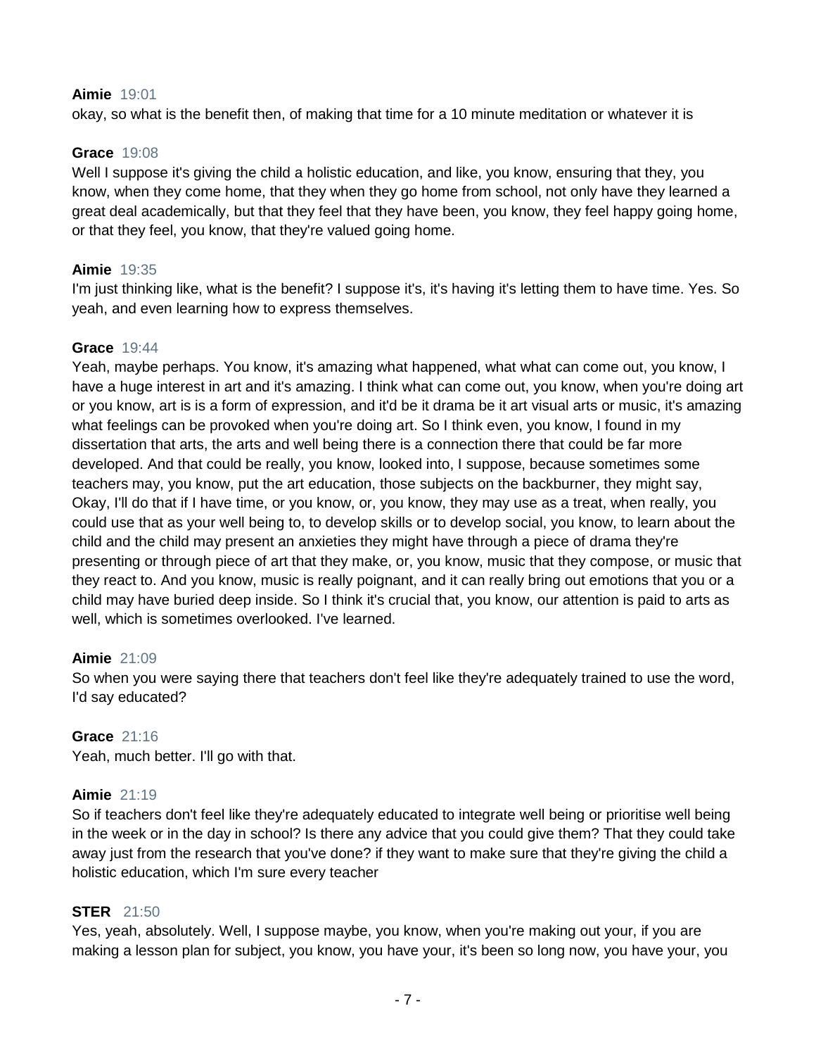**Aimie** 19:01
okay, so what is the benefit then, of making that time for a 10 minute meditation or whatever it is

**Grace** 19:08
Well I suppose it's giving the child a holistic education, and like, you know, ensuring that they, you know, when they come home, that they when they go home from school, not only have they learned a great deal academically, but that they feel that they have been, you know, they feel happy going home, or that they feel, you know, that they're valued going home.

**Aimie** 19:35
I'm just thinking like, what is the benefit? I suppose it's, it's having it's letting them to have time. Yes. So yeah, and even learning how to express themselves.

**Grace** 19:44
Yeah, maybe perhaps. You know, it's amazing what happened, what what can come out, you know, I have a huge interest in art and it's amazing. I think what can come out, you know, when you're doing art or you know, art is is a form of expression, and it'd be it drama be it art visual arts or music, it's amazing what feelings can be provoked when you're doing art. So I think even, you know, I found in my dissertation that arts, the arts and well being there is a connection there that could be far more developed. And that could be really, you know, looked into, I suppose, because sometimes some teachers may, you know, put the art education, those subjects on the backburner, they might say, Okay, I'll do that if I have time, or you know, or, you know, they may use as a treat, when really, you could use that as your well being to, to develop skills or to develop social, you know, to learn about the child and the child may present an anxieties they might have through a piece of drama they're presenting or through piece of art that they make, or, you know, music that they compose, or music that they react to. And you know, music is really poignant, and it can really bring out emotions that you or a child may have buried deep inside. So I think it's crucial that, you know, our attention is paid to arts as well, which is sometimes overlooked. I've learned.

**Aimie** 21:09
So when you were saying there that teachers don't feel like they're adequately trained to use the word, I'd say educated?

**Grace** 21:16
Yeah, much better. I'll go with that.

**Aimie** 21:19
So if teachers don't feel like they're adequately educated to integrate well being or prioritise well being in the week or in the day in school? Is there any advice that you could give them? That they could take away just from the research that you've done? if they want to make sure that they're giving the child a holistic education, which I'm sure every teacher

**STER** 21:50
Yes, yeah, absolutely. Well, I suppose maybe, you know, when you're making out your, if you are making a lesson plan for subject, you know, you have your, it's been so long now, you have your, you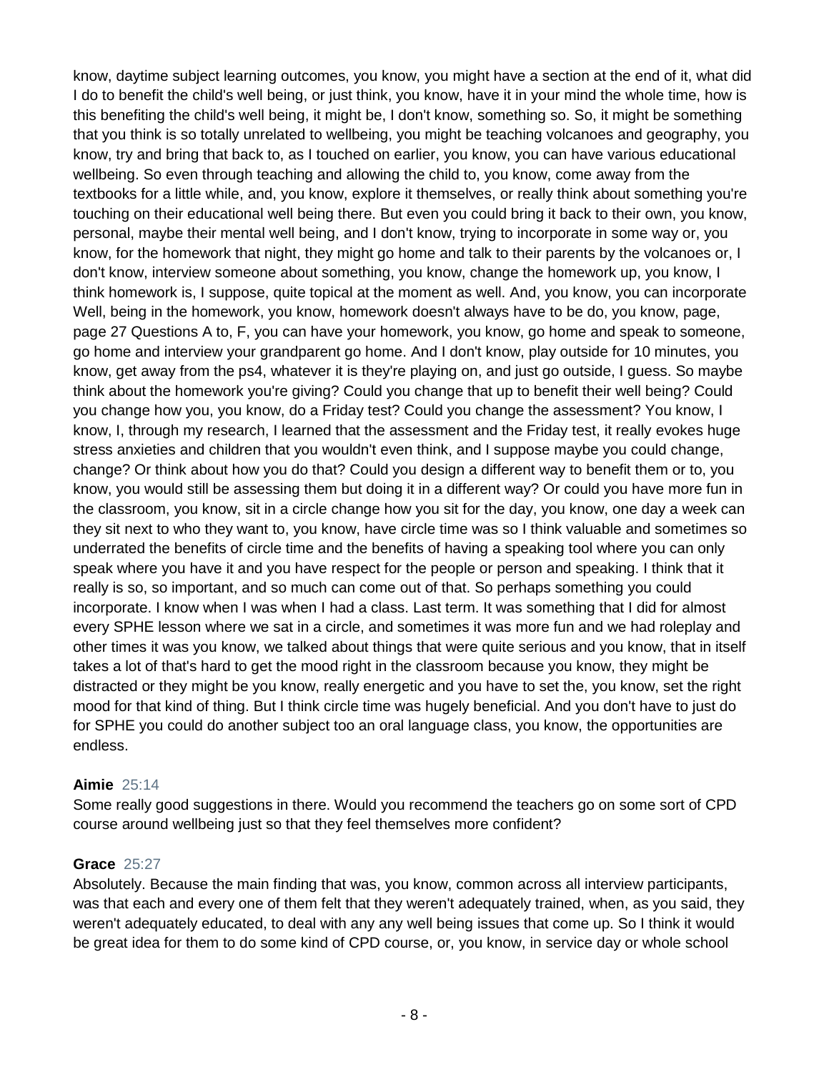know, daytime subject learning outcomes, you know, you might have a section at the end of it, what did I do to benefit the child's well being, or just think, you know, have it in your mind the whole time, how is this benefiting the child's well being, it might be, I don't know, something so. So, it might be something that you think is so totally unrelated to wellbeing, you might be teaching volcanoes and geography, you know, try and bring that back to, as I touched on earlier, you know, you can have various educational wellbeing. So even through teaching and allowing the child to, you know, come away from the textbooks for a little while, and, you know, explore it themselves, or really think about something you're touching on their educational well being there. But even you could bring it back to their own, you know, personal, maybe their mental well being, and I don't know, trying to incorporate in some way or, you know, for the homework that night, they might go home and talk to their parents by the volcanoes or, I don't know, interview someone about something, you know, change the homework up, you know, I think homework is, I suppose, quite topical at the moment as well. And, you know, you can incorporate Well, being in the homework, you know, homework doesn't always have to be do, you know, page, page 27 Questions A to, F, you can have your homework, you know, go home and speak to someone, go home and interview your grandparent go home. And I don't know, play outside for 10 minutes, you know, get away from the ps4, whatever it is they're playing on, and just go outside, I guess. So maybe think about the homework you're giving? Could you change that up to benefit their well being? Could you change how you, you know, do a Friday test? Could you change the assessment? You know, I know, I, through my research, I learned that the assessment and the Friday test, it really evokes huge stress anxieties and children that you wouldn't even think, and I suppose maybe you could change, change? Or think about how you do that? Could you design a different way to benefit them or to, you know, you would still be assessing them but doing it in a different way? Or could you have more fun in the classroom, you know, sit in a circle change how you sit for the day, you know, one day a week can they sit next to who they want to, you know, have circle time was so I think valuable and sometimes so underrated the benefits of circle time and the benefits of having a speaking tool where you can only speak where you have it and you have respect for the people or person and speaking. I think that it really is so, so important, and so much can come out of that. So perhaps something you could incorporate. I know when I was when I had a class. Last term. It was something that I did for almost every SPHE lesson where we sat in a circle, and sometimes it was more fun and we had roleplay and other times it was you know, we talked about things that were quite serious and you know, that in itself takes a lot of that's hard to get the mood right in the classroom because you know, they might be distracted or they might be you know, really energetic and you have to set the, you know, set the right mood for that kind of thing. But I think circle time was hugely beneficial. And you don't have to just do for SPHE you could do another subject too an oral language class, you know, the opportunities are endless.

**Aimie** 25:14
Some really good suggestions in there. Would you recommend the teachers go on some sort of CPD course around wellbeing just so that they feel themselves more confident?

**Grace** 25:27
Absolutely. Because the main finding that was, you know, common across all interview participants, was that each and every one of them felt that they weren't adequately trained, when, as you said, they weren't adequately educated, to deal with any any well being issues that come up. So I think it would be great idea for them to do some kind of CPD course, or, you know, in service day or whole school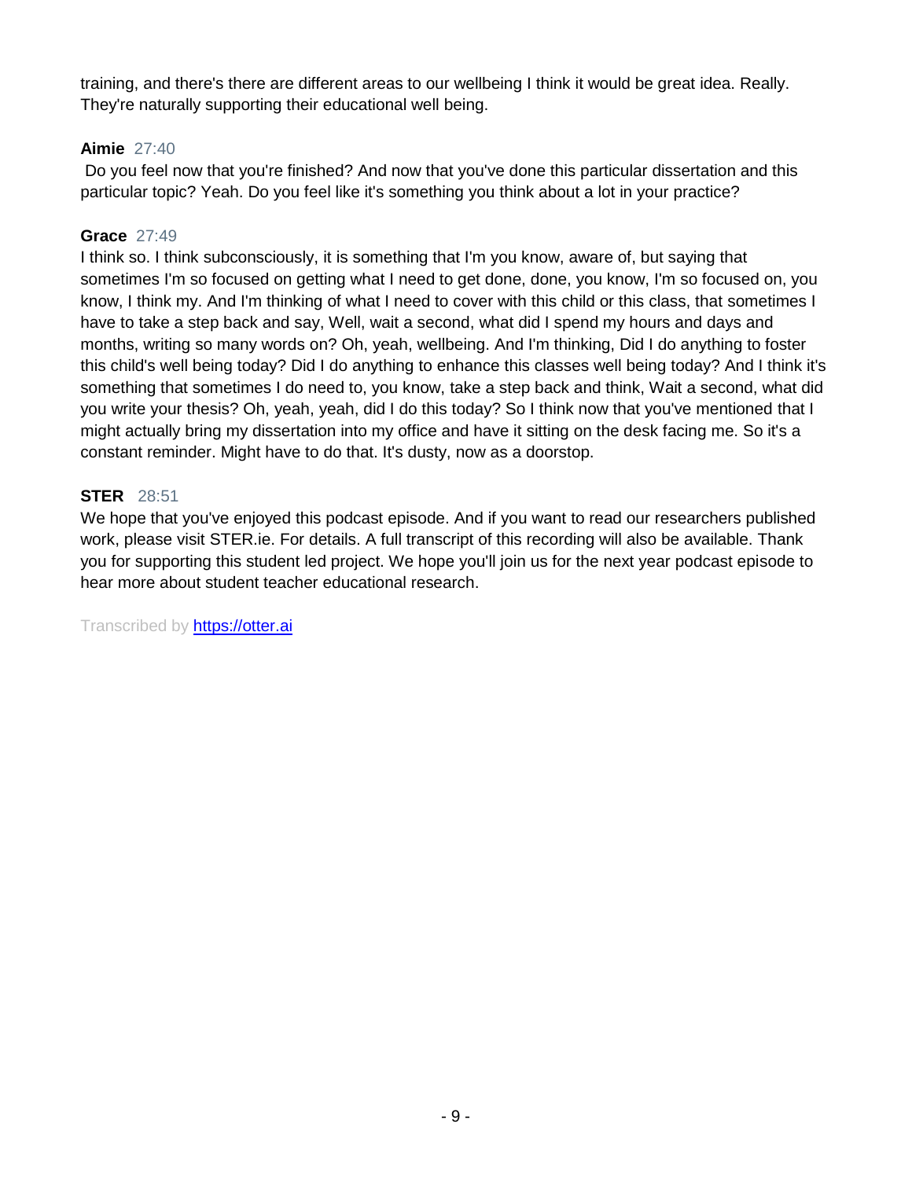training, and there's there are different areas to our wellbeing I think it would be great idea. Really. They're naturally supporting their educational well being.

**Aimie** 27:40

Do you feel now that you're finished? And now that you've done this particular dissertation and this particular topic? Yeah. Do you feel like it's something you think about a lot in your practice?

**Grace** 27:49

I think so. I think subconsciously, it is something that I'm you know, aware of, but saying that sometimes I'm so focused on getting what I need to get done, done, you know, I'm so focused on, you know, I think my. And I'm thinking of what I need to cover with this child or this class, that sometimes I have to take a step back and say, Well, wait a second, what did I spend my hours and days and months, writing so many words on? Oh, yeah, wellbeing. And I'm thinking, Did I do anything to foster this child's well being today? Did I do anything to enhance this classes well being today? And I think it's something that sometimes I do need to, you know, take a step back and think, Wait a second, what did you write your thesis? Oh, yeah, yeah, did I do this today? So I think now that you've mentioned that I might actually bring my dissertation into my office and have it sitting on the desk facing me. So it's a constant reminder. Might have to do that. It's dusty, now as a doorstop.

**STER** 28:51

We hope that you've enjoyed this podcast episode. And if you want to read our researchers published work, please visit STER.ie. For details. A full transcript of this recording will also be available. Thank you for supporting this student led project. We hope you'll join us for the next year podcast episode to hear more about student teacher educational research.

Transcribed by [https://otter.ai](https://otter.ai)